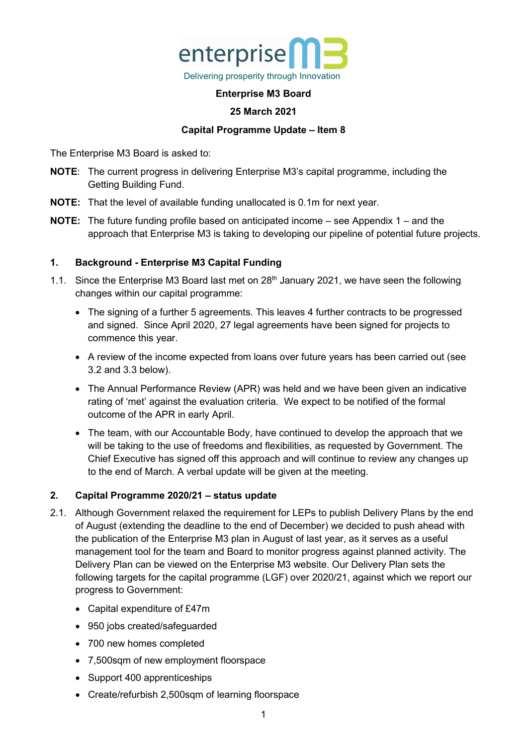enterprise M3

Delivering prosperity through Innovation

**Enterprise M3 Board**

**25 March 2021**

**Capital Programme Update – Item 8**

The Enterprise M3 Board is asked to:

**NOTE**: The current progress in delivering Enterprise M3's capital programme, including the Getting Building Fund.

**NOTE:** That the level of available funding unallocated is 0.1m for next year.

**NOTE:** The future funding profile based on anticipated income – see Appendix 1 – and the approach that Enterprise M3 is taking to developing our pipeline of potential future projects.

## 1. Background - Enterprise M3 Capital Funding

1.1. Since the Enterprise M3 Board last met on 28th January 2021, we have seen the following changes within our capital programme:

- The signing of a further 5 agreements. This leaves 4 further contracts to be progressed and signed. Since April 2020, 27 legal agreements have been signed for projects to commence this year.
- A review of the income expected from loans over future years has been carried out (see 3.2 and 3.3 below).
- The Annual Performance Review (APR) was held and we have been given an indicative rating of 'met' against the evaluation criteria. We expect to be notified of the formal outcome of the APR in early April.
- The team, with our Accountable Body, have continued to develop the approach that we will be taking to the use of freedoms and flexibilities, as requested by Government. The Chief Executive has signed off this approach and will continue to review any changes up to the end of March. A verbal update will be given at the meeting.

## 2. Capital Programme 2020/21 – status update

2.1. Although Government relaxed the requirement for LEPs to publish Delivery Plans by the end of August (extending the deadline to the end of December) we decided to push ahead with the publication of the Enterprise M3 plan in August of last year, as it serves as a useful management tool for the team and Board to monitor progress against planned activity. The Delivery Plan can be viewed on the Enterprise M3 website. Our Delivery Plan sets the following targets for the capital programme (LGF) over 2020/21, against which we report our progress to Government:

- Capital expenditure of £47m
- 950 jobs created/safeguarded
- 700 new homes completed
- 7,500sqm of new employment floorspace
- Support 400 apprenticeships
- Create/refurbish 2,500sqm of learning floorspace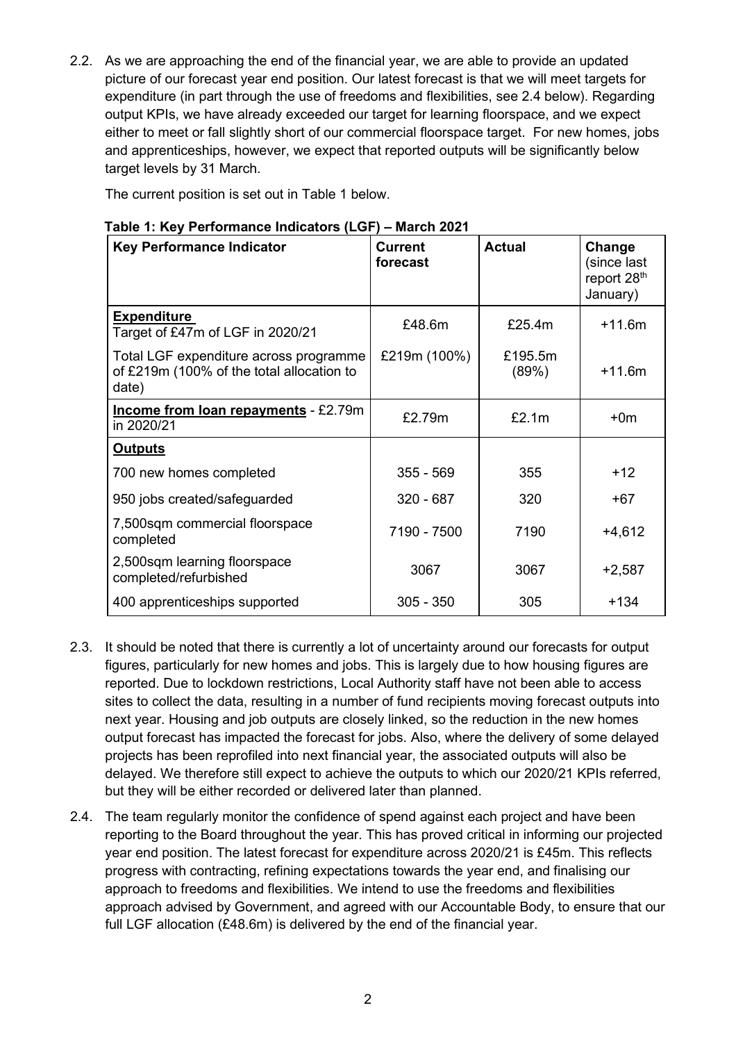2.2. As we are approaching the end of the financial year, we are able to provide an updated picture of our forecast year end position. Our latest forecast is that we will meet targets for expenditure (in part through the use of freedoms and flexibilities, see 2.4 below). Regarding output KPIs, we have already exceeded our target for learning floorspace, and we expect either to meet or fall slightly short of our commercial floorspace target. For new homes, jobs and apprenticeships, however, we expect that reported outputs will be significantly below target levels by 31 March.

The current position is set out in Table 1 below.

**Table 1: Key Performance Indicators (LGF) – March 2021**

| Key Performance Indicator | Current forecast | Actual | Change (since last report 28th January) |
|---|---|---|---|
| **Expenditure** Target of £47m of LGF in 2020/21 | £48.6m | £25.4m | +11.6m |
| Total LGF expenditure across programme of £219m (100% of the total allocation to date) | £219m (100%) | £195.5m (89%) | +11.6m |
| **Income from loan repayments** - £2.79m in 2020/21 | £2.79m | £2.1m | +0m |
| **Outputs** | | | |
| 700 new homes completed | 355 - 569 | 355 | +12 |
| 950 jobs created/safeguarded | 320 - 687 | 320 | +67 |
| 7,500sqm commercial floorspace completed | 7190 - 7500 | 7190 | +4,612 |
| 2,500sqm learning floorspace completed/refurbished | 3067 | 3067 | +2,587 |
| 400 apprenticeships supported | 305 - 350 | 305 | +134 |

2.3. It should be noted that there is currently a lot of uncertainty around our forecasts for output figures, particularly for new homes and jobs. This is largely due to how housing figures are reported. Due to lockdown restrictions, Local Authority staff have not been able to access sites to collect the data, resulting in a number of fund recipients moving forecast outputs into next year. Housing and job outputs are closely linked, so the reduction in the new homes output forecast has impacted the forecast for jobs. Also, where the delivery of some delayed projects has been reprofiled into next financial year, the associated outputs will also be delayed. We therefore still expect to achieve the outputs to which our 2020/21 KPIs referred, but they will be either recorded or delivered later than planned.

2.4. The team regularly monitor the confidence of spend against each project and have been reporting to the Board throughout the year. This has proved critical in informing our projected year end position. The latest forecast for expenditure across 2020/21 is £45m. This reflects progress with contracting, refining expectations towards the year end, and finalising our approach to freedoms and flexibilities. We intend to use the freedoms and flexibilities approach advised by Government, and agreed with our Accountable Body, to ensure that our full LGF allocation (£48.6m) is delivered by the end of the financial year.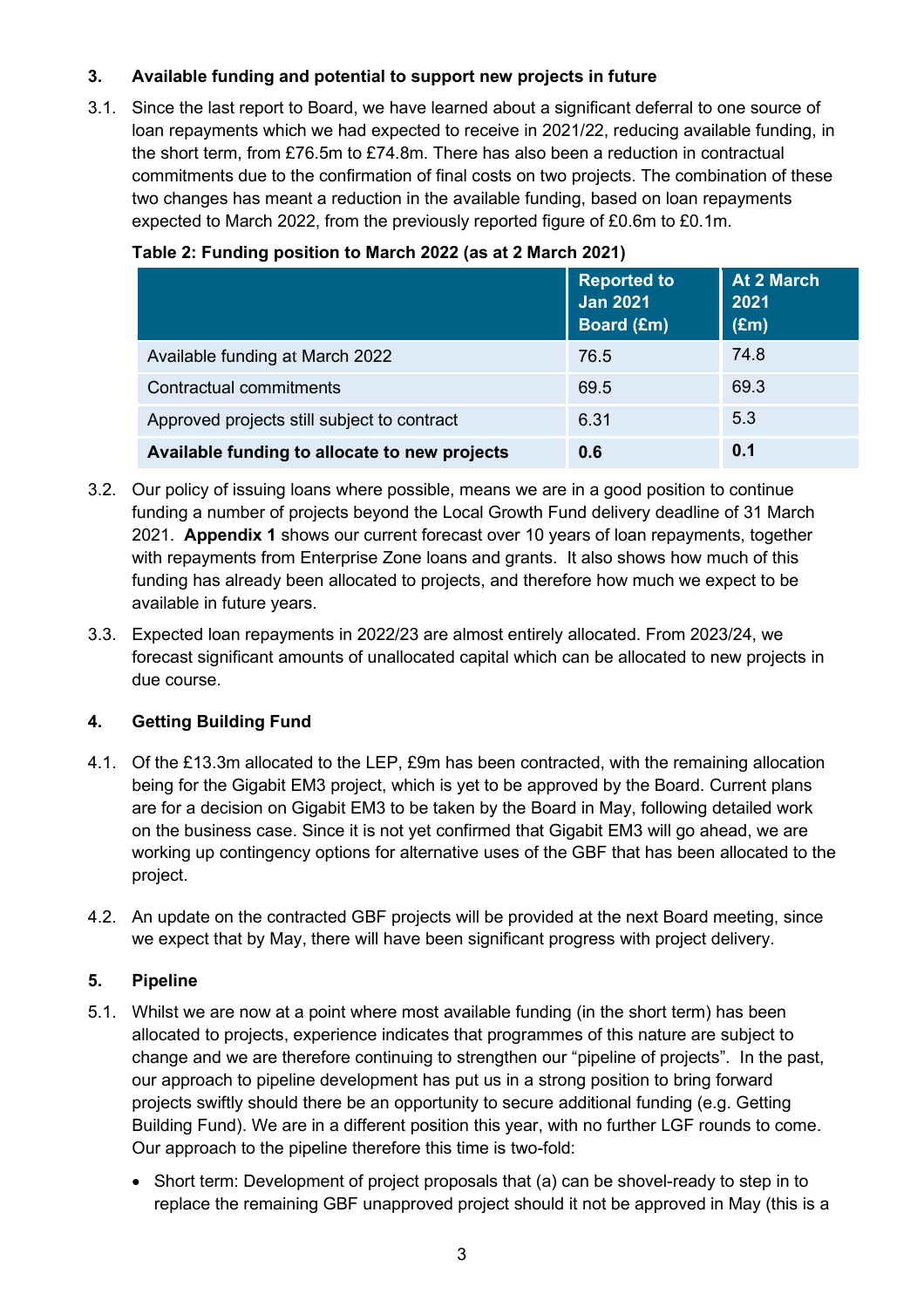## 3. Available funding and potential to support new projects in future

3.1. Since the last report to Board, we have learned about a significant deferral to one source of loan repayments which we had expected to receive in 2021/22, reducing available funding, in the short term, from £76.5m to £74.8m. There has also been a reduction in contractual commitments due to the confirmation of final costs on two projects. The combination of these two changes has meant a reduction in the available funding, based on loan repayments expected to March 2022, from the previously reported figure of £0.6m to £0.1m.

**Table 2: Funding position to March 2022 (as at 2 March 2021)**

| | Reported to Jan 2021 Board (£m) | At 2 March 2021 (£m) |
|---|---|---|
| Available funding at March 2022 | 76.5 | 74.8 |
| Contractual commitments | 69.5 | 69.3 |
| Approved projects still subject to contract | 6.31 | 5.3 |
| **Available funding to allocate to new projects** | **0.6** | **0.1** |

3.2. Our policy of issuing loans where possible, means we are in a good position to continue funding a number of projects beyond the Local Growth Fund delivery deadline of 31 March 2021. **Appendix 1** shows our current forecast over 10 years of loan repayments, together with repayments from Enterprise Zone loans and grants. It also shows how much of this funding has already been allocated to projects, and therefore how much we expect to be available in future years.

3.3. Expected loan repayments in 2022/23 are almost entirely allocated. From 2023/24, we forecast significant amounts of unallocated capital which can be allocated to new projects in due course.

## 4. Getting Building Fund

4.1. Of the £13.3m allocated to the LEP, £9m has been contracted, with the remaining allocation being for the Gigabit EM3 project, which is yet to be approved by the Board. Current plans are for a decision on Gigabit EM3 to be taken by the Board in May, following detailed work on the business case. Since it is not yet confirmed that Gigabit EM3 will go ahead, we are working up contingency options for alternative uses of the GBF that has been allocated to the project.

4.2. An update on the contracted GBF projects will be provided at the next Board meeting, since we expect that by May, there will have been significant progress with project delivery.

## 5. Pipeline

5.1. Whilst we are now at a point where most available funding (in the short term) has been allocated to projects, experience indicates that programmes of this nature are subject to change and we are therefore continuing to strengthen our "pipeline of projects". In the past, our approach to pipeline development has put us in a strong position to bring forward projects swiftly should there be an opportunity to secure additional funding (e.g. Getting Building Fund). We are in a different position this year, with no further LGF rounds to come. Our approach to the pipeline therefore this time is two-fold:

- Short term: Development of project proposals that (a) can be shovel-ready to step in to replace the remaining GBF unapproved project should it not be approved in May (this is a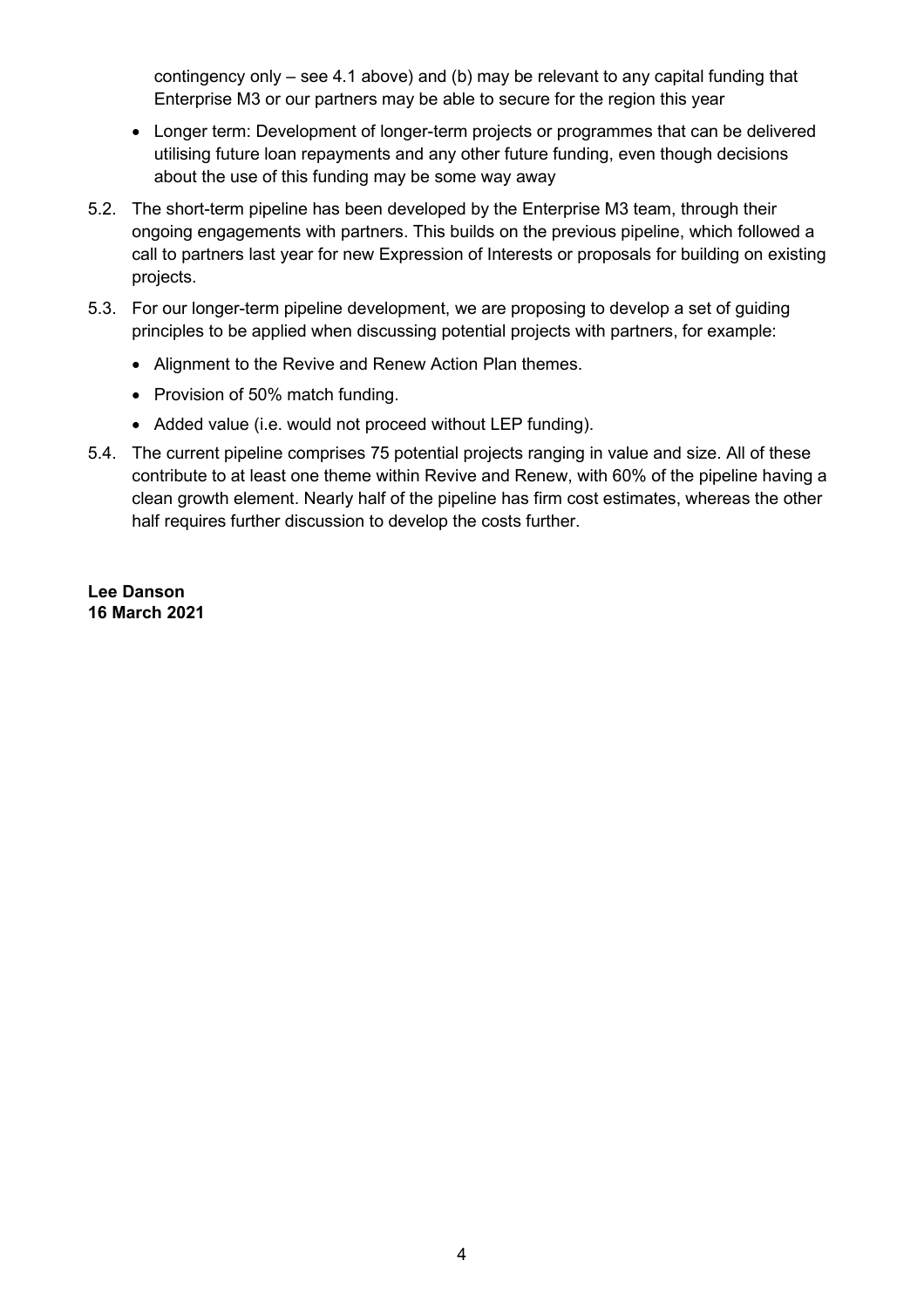contingency only – see 4.1 above) and (b) may be relevant to any capital funding that Enterprise M3 or our partners may be able to secure for the region this year

- Longer term: Development of longer-term projects or programmes that can be delivered utilising future loan repayments and any other future funding, even though decisions about the use of this funding may be some way away

5.2. The short-term pipeline has been developed by the Enterprise M3 team, through their ongoing engagements with partners. This builds on the previous pipeline, which followed a call to partners last year for new Expression of Interests or proposals for building on existing projects.

5.3. For our longer-term pipeline development, we are proposing to develop a set of guiding principles to be applied when discussing potential projects with partners, for example:

- Alignment to the Revive and Renew Action Plan themes.
- Provision of 50% match funding.
- Added value (i.e. would not proceed without LEP funding).

5.4. The current pipeline comprises 75 potential projects ranging in value and size. All of these contribute to at least one theme within Revive and Renew, with 60% of the pipeline having a clean growth element. Nearly half of the pipeline has firm cost estimates, whereas the other half requires further discussion to develop the costs further.

**Lee Danson**
**16 March 2021**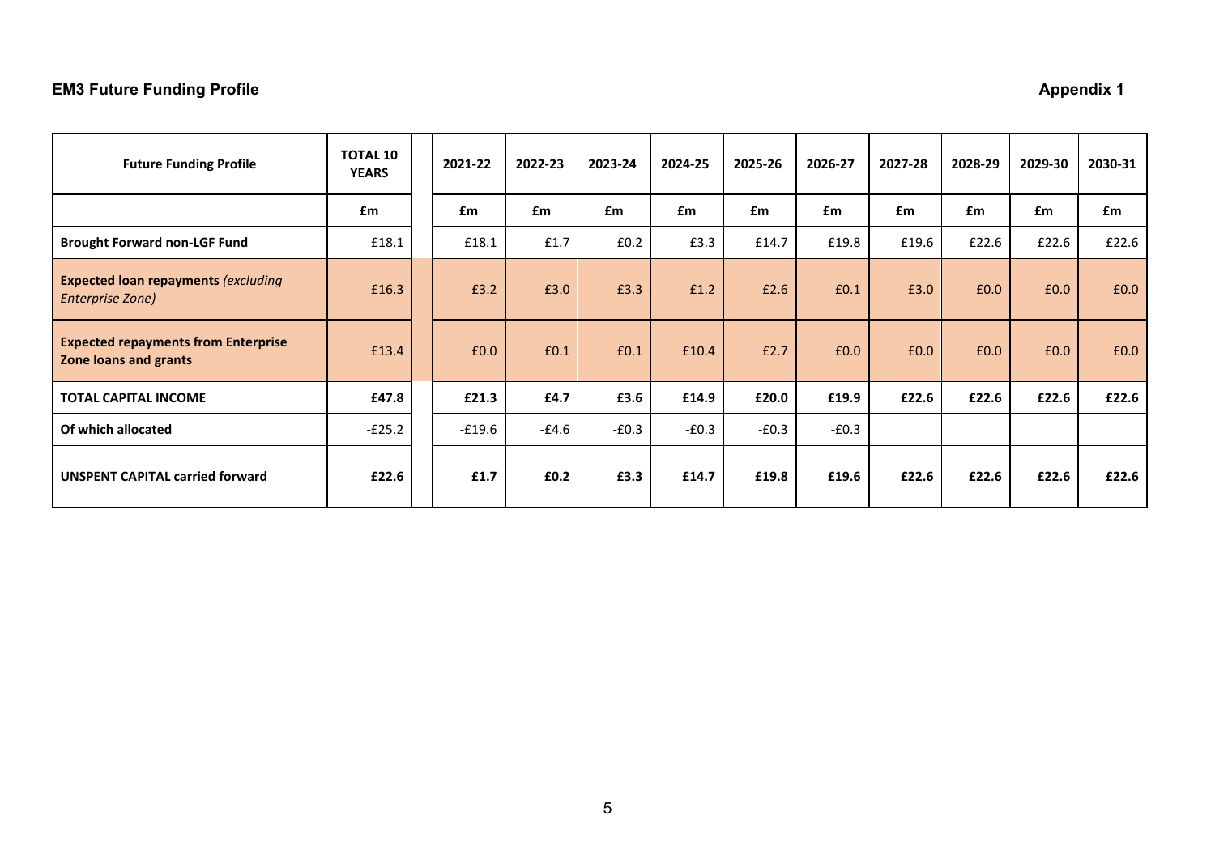**EM3 Future Funding Profile** **Appendix 1**

| Future Funding Profile | TOTAL 10 YEARS | | 2021-22 | 2022-23 | 2023-24 | 2024-25 | 2025-26 | 2026-27 | 2027-28 | 2028-29 | 2029-30 | 2030-31 |
|---|---|---|---|---|---|---|---|---|---|---|---|---|
| | £m | | £m | £m | £m | £m | £m | £m | £m | £m | £m | £m |
| **Brought Forward non-LGF Fund** | £18.1 | | £18.1 | £1.7 | £0.2 | £3.3 | £14.7 | £19.8 | £19.6 | £22.6 | £22.6 | £22.6 |
| **Expected loan repayments** *(excluding Enterprise Zone)* | £16.3 | | £3.2 | £3.0 | £3.3 | £1.2 | £2.6 | £0.1 | £3.0 | £0.0 | £0.0 | £0.0 |
| **Expected repayments from Enterprise Zone loans and grants** | £13.4 | | £0.0 | £0.1 | £0.1 | £10.4 | £2.7 | £0.0 | £0.0 | £0.0 | £0.0 | £0.0 |
| **TOTAL CAPITAL INCOME** | **£47.8** | | **£21.3** | **£4.7** | **£3.6** | **£14.9** | **£20.0** | **£19.9** | **£22.6** | **£22.6** | **£22.6** | **£22.6** |
| **Of which allocated** | -£25.2 | | -£19.6 | -£4.6 | -£0.3 | -£0.3 | -£0.3 | -£0.3 | | | | |
| **UNSPENT CAPITAL carried forward** | **£22.6** | | **£1.7** | **£0.2** | **£3.3** | **£14.7** | **£19.8** | **£19.6** | **£22.6** | **£22.6** | **£22.6** | **£22.6** |